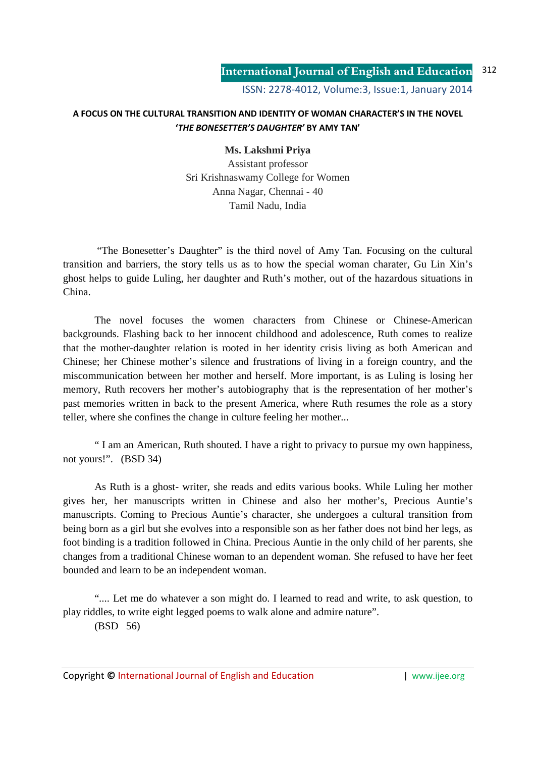## A FOCUS ON THE CULTURAL TRANSITION AND IDENTITY OF WOMAN CHARACTER'S IN THE NOVEL '*THE BONESETTER'S DAUGHTER*' BY AMY TAN'

**Ms. Lakshmi Priya**
Assistant professor
Sri Krishnaswamy College for Women
Anna Nagar, Chennai - 40
Tamil Nadu, India

"The Bonesetter's Daughter" is the third novel of Amy Tan. Focusing on the cultural transition and barriers, the story tells us as to how the special woman charater, Gu Lin Xin's ghost helps to guide Luling, her daughter and Ruth's mother, out of the hazardous situations in China.

The novel focuses the women characters from Chinese or Chinese-American backgrounds. Flashing back to her innocent childhood and adolescence, Ruth comes to realize that the mother-daughter relation is rooted in her identity crisis living as both American and Chinese; her Chinese mother's silence and frustrations of living in a foreign country, and the miscommunication between her mother and herself. More important, is as Luling is losing her memory, Ruth recovers her mother's autobiography that is the representation of her mother's past memories written in back to the present America, where Ruth resumes the role as a story teller, where she confines the change in culture feeling her mother...

" I am an American, Ruth shouted. I have a right to privacy to pursue my own happiness, not yours!". (BSD 34)

As Ruth is a ghost- writer, she reads and edits various books. While Luling her mother gives her, her manuscripts written in Chinese and also her mother's, Precious Auntie's manuscripts. Coming to Precious Auntie's character, she undergoes a cultural transition from being born as a girl but she evolves into a responsible son as her father does not bind her legs, as foot binding is a tradition followed in China. Precious Auntie in the only child of her parents, she changes from a traditional Chinese woman to an dependent woman. She refused to have her feet bounded and learn to be an independent woman.

".... Let me do whatever a son might do. I learned to read and write, to ask question, to play riddles, to write eight legged poems to walk alone and admire nature".
(BSD 56)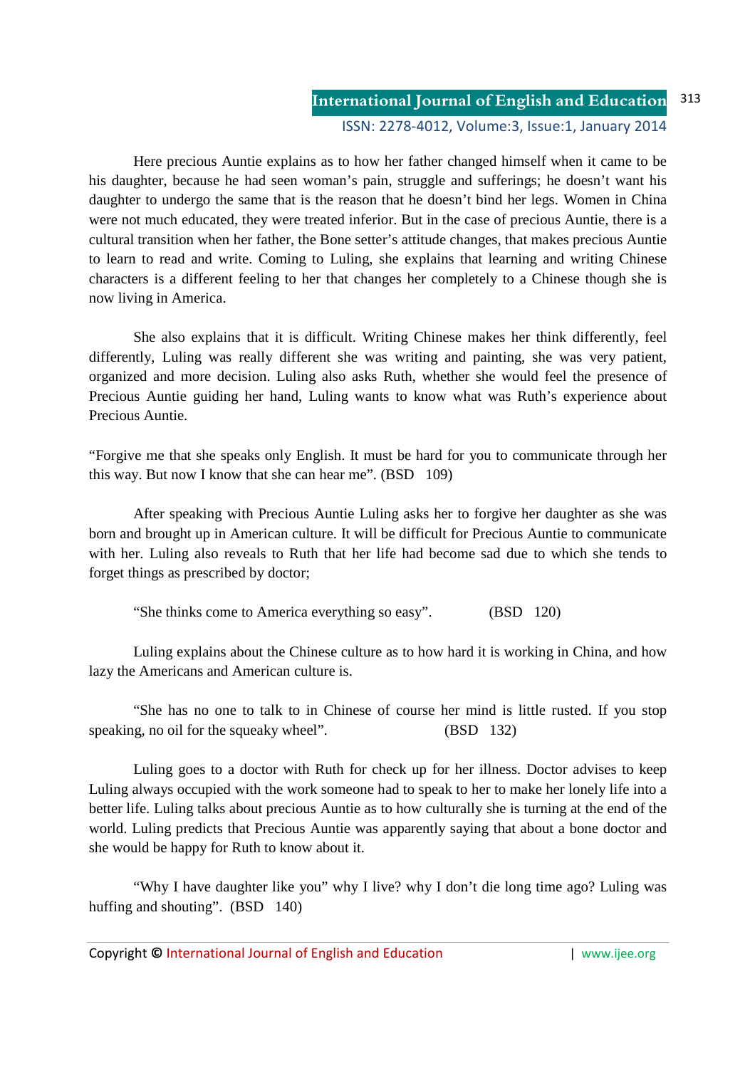Here precious Auntie explains as to how her father changed himself when it came to be his daughter, because he had seen woman's pain, struggle and sufferings; he doesn't want his daughter to undergo the same that is the reason that he doesn't bind her legs. Women in China were not much educated, they were treated inferior. But in the case of precious Auntie, there is a cultural transition when her father, the Bone setter's attitude changes, that makes precious Auntie to learn to read and write. Coming to Luling, she explains that learning and writing Chinese characters is a different feeling to her that changes her completely to a Chinese though she is now living in America.

She also explains that it is difficult. Writing Chinese makes her think differently, feel differently, Luling was really different she was writing and painting, she was very patient, organized and more decision. Luling also asks Ruth, whether she would feel the presence of Precious Auntie guiding her hand, Luling wants to know what was Ruth's experience about Precious Auntie.

"Forgive me that she speaks only English. It must be hard for you to communicate through her this way. But now I know that she can hear me". (BSD 109)

After speaking with Precious Auntie Luling asks her to forgive her daughter as she was born and brought up in American culture. It will be difficult for Precious Auntie to communicate with her. Luling also reveals to Ruth that her life had become sad due to which she tends to forget things as prescribed by doctor;

"She thinks come to America everything so easy". (BSD 120)

Luling explains about the Chinese culture as to how hard it is working in China, and how lazy the Americans and American culture is.

"She has no one to talk to in Chinese of course her mind is little rusted. If you stop speaking, no oil for the squeaky wheel". (BSD 132)

Luling goes to a doctor with Ruth for check up for her illness. Doctor advises to keep Luling always occupied with the work someone had to speak to her to make her lonely life into a better life. Luling talks about precious Auntie as to how culturally she is turning at the end of the world. Luling predicts that Precious Auntie was apparently saying that about a bone doctor and she would be happy for Ruth to know about it.

"Why I have daughter like you" why I live? why I don't die long time ago? Luling was huffing and shouting". (BSD 140)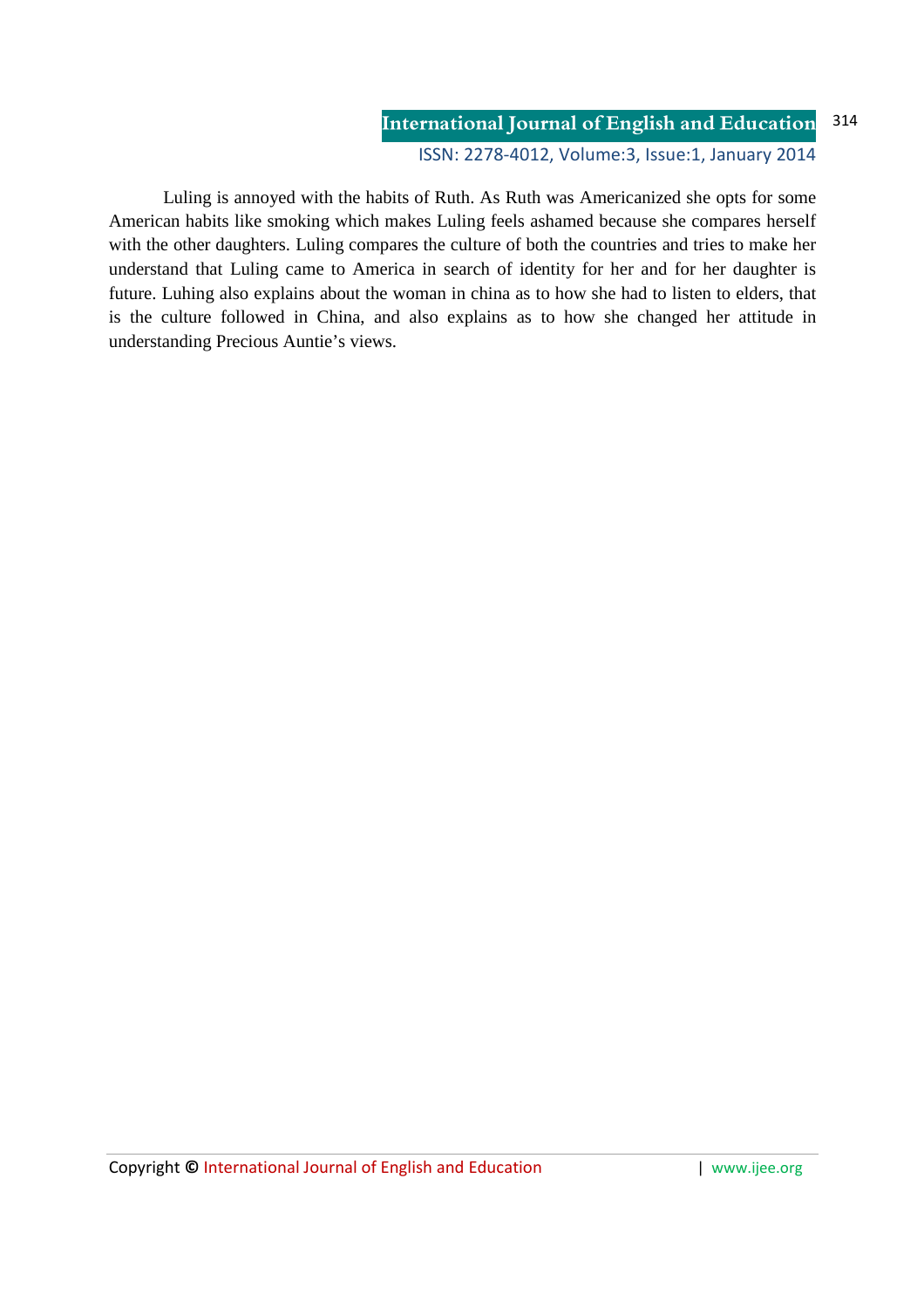Luling is annoyed with the habits of Ruth. As Ruth was Americanized she opts for some American habits like smoking which makes Luling feels ashamed because she compares herself with the other daughters. Luling compares the culture of both the countries and tries to make her understand that Luling came to America in search of identity for her and for her daughter is future. Luhing also explains about the woman in china as to how she had to listen to elders, that is the culture followed in China, and also explains as to how she changed her attitude in understanding Precious Auntie's views.